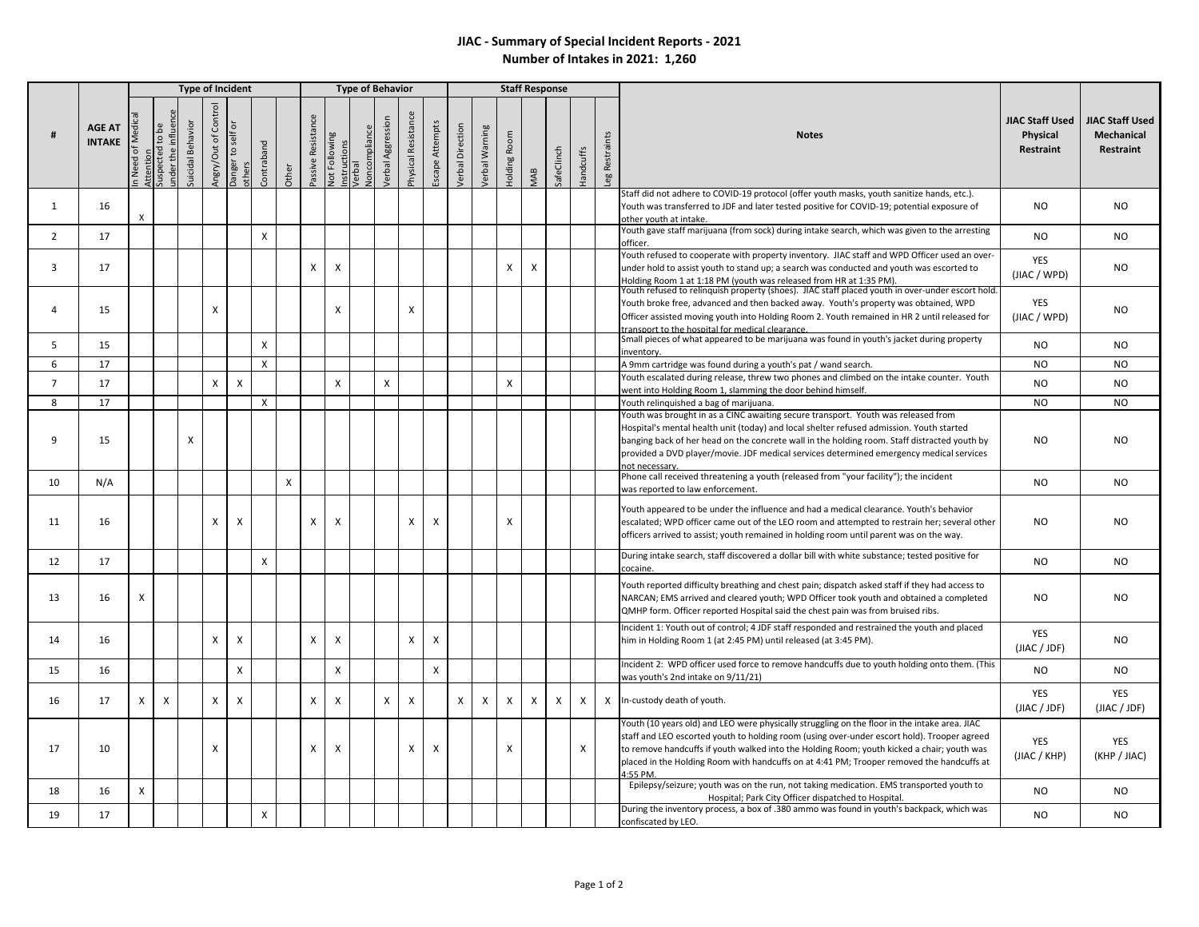## JIAC - Summary of Special Incident Reports - 2021

## Number of Intakes in 2021: 1,260

| # | AGE AT INTAKE | Type of Incident | | | | | | | Type of Behavior | | | | | | Staff Response | | | | | | | Notes | JIAC Staff Used Physical Restraint | JIAC Staff Used Mechanical Restraint |
|---|---|---|---|---|---|---|---|---|---|---|---|---|---|---|---|---|---|---|---|---|---|---|---|---|
| | | In Need of Medical Attention | Suspected to be under the influence | Suicidal Behavior | Angry/Out of Control | Danger to self or others | Contraband | Other | Passive Resistance | Not Following Instructions | Verbal Noncompliance | Verbal Aggression | Physical Resistance | Escape Attempts | Verbal Direction | Verbal Warning | Holding Room | MAB | SafeClinch | Handcuffs | Leg Restraints | | | |
| 1 | 16 | X | | | | | | | | | | | | | | | | | | | | Staff did not adhere to COVID-19 protocol (offer youth masks, youth sanitize hands, etc.). Youth was transferred to JDF and later tested positive for COVID-19; potential exposure of other youth at intake. | NO | NO |
| 2 | 17 | | | | | | X | | | | | | | | | | | | | | | Youth gave staff marijuana (from sock) during intake search, which was given to the arresting officer. | NO | NO |
| 3 | 17 | | | | | | | | X | X | | | | | | | X | X | | | | Youth refused to cooperate with property inventory. JIAC staff and WPD Officer used an over-under hold to assist youth to stand up; a search was conducted and youth was escorted to Holding Room 1 at 1:18 PM (youth was released from HR at 1:35 PM). | YES (JIAC / WPD) | NO |
| 4 | 15 | | | | X | | | | | X | | | X | | | | | | | | | Youth refused to relinquish property (shoes). JIAC staff placed youth in over-under escort hold. Youth broke free, advanced and then backed away. Youth's property was obtained, WPD Officer assisted moving youth into Holding Room 2. Youth remained in HR 2 until released for transport to the hospital for medical clearance. | YES (JIAC / WPD) | NO |
| 5 | 15 | | | | | | X | | | | | | | | | | | | | | | Small pieces of what appeared to be marijuana was found in youth's jacket during property inventory. | NO | NO |
| 6 | 17 | | | | | | X | | | | | | | | | | | | | | | A 9mm cartridge was found during a youth's pat / wand search. | NO | NO |
| 7 | 17 | | | | X | X | | | | X | | X | | | | | X | | | | | Youth escalated during release, threw two phones and climbed on the intake counter. Youth went into Holding Room 1, slamming the door behind himself. | NO | NO |
| 8 | 17 | | | | | | X | | | | | | | | | | | | | | | Youth relinquished a bag of marijuana. | NO | NO |
| 9 | 15 | | | X | | | | | | | | | | | | | | | | | | Youth was brought in as a CINC awaiting secure transport. Youth was released from Hospital's mental health unit (today) and local shelter refused admission. Youth started banging back of her head on the concrete wall in the holding room. Staff distracted youth by provided a DVD player/movie. JDF medical services determined emergency medical services not necessary. | NO | NO |
| 10 | N/A | | | | | | | X | | | | | | | | | | | | | | Phone call received threatening a youth (released from "your facility"); the incident was reported to law enforcement. | NO | NO |
| 11 | 16 | | | | X | X | | | X | X | | | X | X | | | X | | | | | Youth appeared to be under the influence and had a medical clearance. Youth's behavior escalated; WPD officer came out of the LEO room and attempted to restrain her; several other officers arrived to assist; youth remained in holding room until parent was on the way. | NO | NO |
| 12 | 17 | | | | | | X | | | | | | | | | | | | | | | During intake search, staff discovered a dollar bill with white substance; tested positive for cocaine. | NO | NO |
| 13 | 16 | X | | | | | | | | | | | | | | | | | | | | Youth reported difficulty breathing and chest pain; dispatch asked staff if they had access to NARCAN; EMS arrived and cleared youth; WPD Officer took youth and obtained a completed QMHP form. Officer reported Hospital said the chest pain was from bruised ribs. | NO | NO |
| 14 | 16 | | | | X | X | | | X | X | | | X | X | | | | | | | | Incident 1: Youth out of control; 4 JDF staff responded and restrained the youth and placed him in Holding Room 1 (at 2:45 PM) until released (at 3:45 PM). | YES (JIAC / JDF) | NO |
| 15 | 16 | | | | | X | | | | X | | | | X | | | | | | | | Incident 2: WPD officer used force to remove handcuffs due to youth holding onto them. (This was youth's 2nd intake on 9/11/21) | NO | NO |
| 16 | 17 | X | X | | X | X | | | X | X | | X | X | | X | X | X | X | X | X | X | In-custody death of youth. | YES (JIAC / JDF) | YES (JIAC / JDF) |
| 17 | 10 | | | | X | | | | X | X | | | X | X | | | X | | | X | | Youth (10 years old) and LEO were physically struggling on the floor in the intake area. JIAC staff and LEO escorted youth to holding room (using over-under escort hold). Trooper agreed to remove handcuffs if youth walked into the Holding Room; youth kicked a chair; youth was placed in the Holding Room with handcuffs on at 4:41 PM; Trooper removed the handcuffs at 4:55 PM. | YES (JIAC / KHP) | YES (KHP / JIAC) |
| 18 | 16 | X | | | | | | | | | | | | | | | | | | | | Epilepsy/seizure; youth was on the run, not taking medication. EMS transported youth to Hospital; Park City Officer dispatched to Hospital. | NO | NO |
| 19 | 17 | | | | | | X | | | | | | | | | | | | | | | During the inventory process, a box of .380 ammo was found in youth's backpack, which was confiscated by LEO. | NO | NO |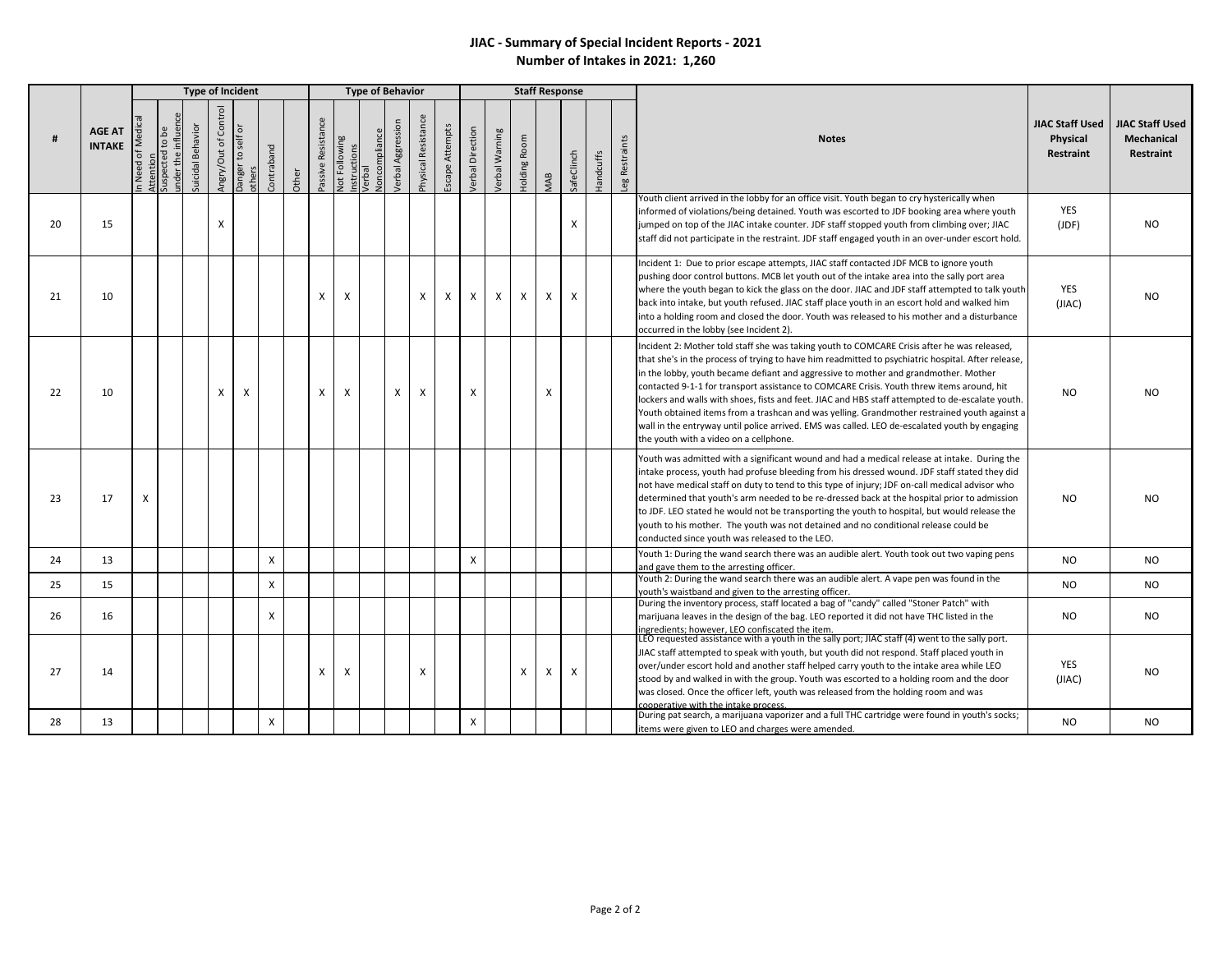# JIAC - Summary of Special Incident Reports - 2021

**Number of Intakes in 2021: 1,260**

| | | Type of Incident | | | | | | | Type of Behavior | | | | | | Staff Response | | | | | | | | | |
|---|---|---|---|---|---|---|---|---|---|---|---|---|---|---|---|---|---|---|---|---|---|---|---|---|
| # | AGE AT INTAKE | In Need of Medical Attention | Suspected to be under the influence | Suicidal Behavior | Angry/Out of Control | Danger to self or others | Contraband | Other | Passive Resistance | Not Following Instructions | Verbal Noncompliance | Verbal Aggression | Physical Resistance | Escape Attempts | Verbal Direction | Verbal Warning | Holding Room | MAB | SafeClinch | Handcuffs | Leg Restraints | Notes | JIAC Staff Used Physical Restraint | JIAC Staff Used Mechanical Restraint |
| 20 | 15 | | | | X | | | | | | | | | | | | | | X | | | Youth client arrived in the lobby for an office visit. Youth began to cry hysterically when informed of violations/being detained. Youth was escorted to JDF booking area where youth jumped on top of the JIAC intake counter. JDF staff stopped youth from climbing over; JIAC staff did not participate in the restraint. JDF staff engaged youth in an over-under escort hold. | YES (JDF) | NO |
| 21 | 10 | | | | | | | | X | X | | | X | X | X | X | X | X | X | | | Incident 1: Due to prior escape attempts, JIAC staff contacted JDF MCB to ignore youth pushing door control buttons. MCB let youth out of the intake area into the sally port area where the youth began to kick the glass on the door. JIAC and JDF staff attempted to talk youth back into intake, but youth refused. JIAC staff place youth in an escort hold and walked him into a holding room and closed the door. Youth was released to his mother and a disturbance occurred in the lobby (see Incident 2). | YES (JIAC) | NO |
| 22 | 10 | | | | X | X | | | X | X | | X | X | | X | | | X | | | | Incident 2: Mother told staff she was taking youth to COMCARE Crisis after he was released, that she's in the process of trying to have him readmitted to psychiatric hospital. After release, in the lobby, youth became defiant and aggressive to mother and grandmother. Mother contacted 9-1-1 for transport assistance to COMCARE Crisis. Youth threw items around, hit lockers and walls with shoes, fists and feet. JIAC and HBS staff attempted to de-escalate youth. Youth obtained items from a trashcan and was yelling. Grandmother restrained youth against a wall in the entryway until police arrived. EMS was called. LEO de-escalated youth by engaging the youth with a video on a cellphone. | NO | NO |
| 23 | 17 | X | | | | | | | | | | | | | | | | | | | | Youth was admitted with a significant wound and had a medical release at intake. During the intake process, youth had profuse bleeding from his dressed wound. JDF staff stated they did not have medical staff on duty to tend to this type of injury; JDF on-call medical advisor who determined that youth's arm needed to be re-dressed back at the hospital prior to admission to JDF. LEO stated he would not be transporting the youth to hospital, but would release the youth to his mother. The youth was not detained and no conditional release could be conducted since youth was released to the LEO. | NO | NO |
| 24 | 13 | | | | | | X | | | | | | | | X | | | | | | | Youth 1: During the wand search there was an audible alert. Youth took out two vaping pens and gave them to the arresting officer. | NO | NO |
| 25 | 15 | | | | | | X | | | | | | | | | | | | | | | Youth 2: During the wand search there was an audible alert. A vape pen was found in the youth's waistband and given to the arresting officer. | NO | NO |
| 26 | 16 | | | | | | X | | | | | | | | | | | | | | | During the inventory process, staff located a bag of "candy" called "Stoner Patch" with marijuana leaves in the design of the bag. LEO reported it did not have THC listed in the ingredients; however, LEO confiscated the item. | NO | NO |
| 27 | 14 | | | | | | | | X | X | | | X | | | | X | X | X | | | LEO requested assistance with a youth in the sally port; JIAC staff (4) went to the sally port. JIAC staff attempted to speak with youth, but youth did not respond. Staff placed youth in over/under escort hold and another staff helped carry youth to the intake area while LEO stood by and walked in with the group. Youth was escorted to a holding room and the door was closed. Once the officer left, youth was released from the holding room and was cooperative with the intake process. | YES (JIAC) | NO |
| 28 | 13 | | | | | | X | | | | | | | | X | | | | | | | During pat search, a marijuana vaporizer and a full THC cartridge were found in youth's socks; items were given to LEO and charges were amended. | NO | NO |